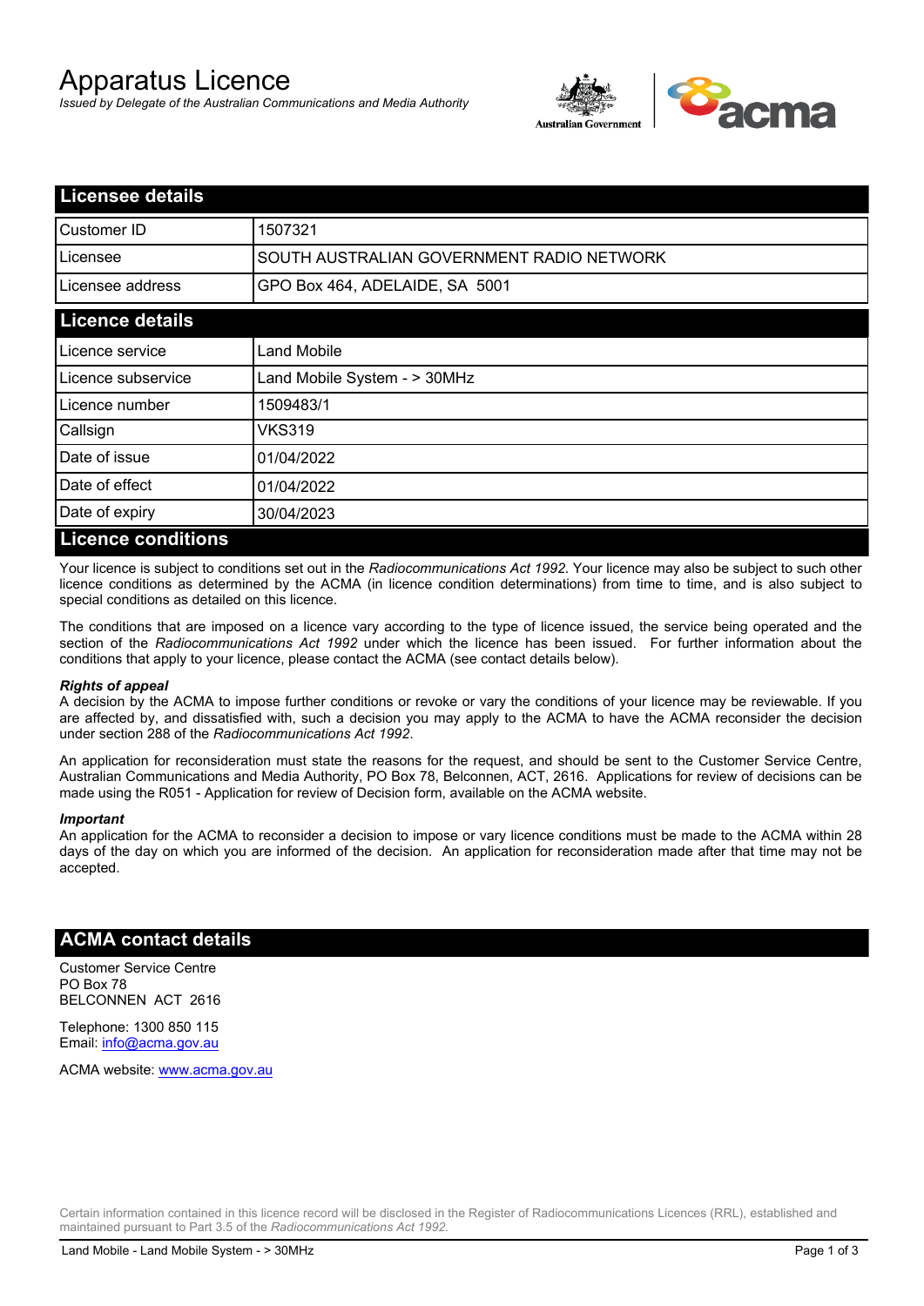# Apparatus Licence

*Issued by Delegate of the Australian Communications and Media Authority*

## Licensee details

| | |
|---|---|
| Customer ID | 1507321 |
| Licensee | SOUTH AUSTRALIAN GOVERNMENT RADIO NETWORK |
| Licensee address | GPO Box 464, ADELAIDE, SA 5001 |

## Licence details

| | |
|---|---|
| Licence service | Land Mobile |
| Licence subservice | Land Mobile System - > 30MHz |
| Licence number | 1509483/1 |
| Callsign | VKS319 |
| Date of issue | 01/04/2022 |
| Date of effect | 01/04/2022 |
| Date of expiry | 30/04/2023 |

## Licence conditions

Your licence is subject to conditions set out in the *Radiocommunications Act 1992*. Your licence may also be subject to such other licence conditions as determined by the ACMA (in licence condition determinations) from time to time, and is also subject to special conditions as detailed on this licence.

The conditions that are imposed on a licence vary according to the type of licence issued, the service being operated and the section of the *Radiocommunications Act 1992* under which the licence has been issued. For further information about the conditions that apply to your licence, please contact the ACMA (see contact details below).

***Rights of appeal***

A decision by the ACMA to impose further conditions or revoke or vary the conditions of your licence may be reviewable. If you are affected by, and dissatisfied with, such a decision you may apply to the ACMA to have the ACMA reconsider the decision under section 288 of the *Radiocommunications Act 1992*.

An application for reconsideration must state the reasons for the request, and should be sent to the Customer Service Centre, Australian Communications and Media Authority, PO Box 78, Belconnen, ACT, 2616. Applications for review of decisions can be made using the R051 - Application for review of Decision form, available on the ACMA website.

***Important***

An application for the ACMA to reconsider a decision to impose or vary licence conditions must be made to the ACMA within 28 days of the day on which you are informed of the decision. An application for reconsideration made after that time may not be accepted.

## ACMA contact details

Customer Service Centre
PO Box 78
BELCONNEN ACT 2616

Telephone: 1300 850 115
Email: info@acma.gov.au

ACMA website: www.acma.gov.au

Certain information contained in this licence record will be disclosed in the Register of Radiocommunications Licences (RRL), established and maintained pursuant to Part 3.5 of the *Radiocommunications Act 1992.*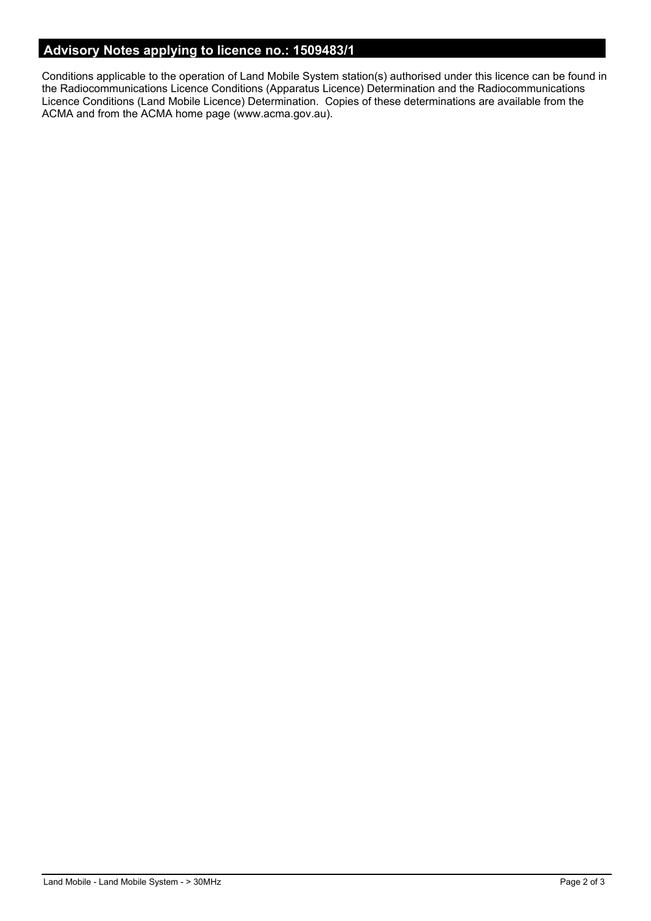## Advisory Notes applying to licence no.: 1509483/1

Conditions applicable to the operation of Land Mobile System station(s) authorised under this licence can be found in the Radiocommunications Licence Conditions (Apparatus Licence) Determination and the Radiocommunications Licence Conditions (Land Mobile Licence) Determination. Copies of these determinations are available from the ACMA and from the ACMA home page (www.acma.gov.au).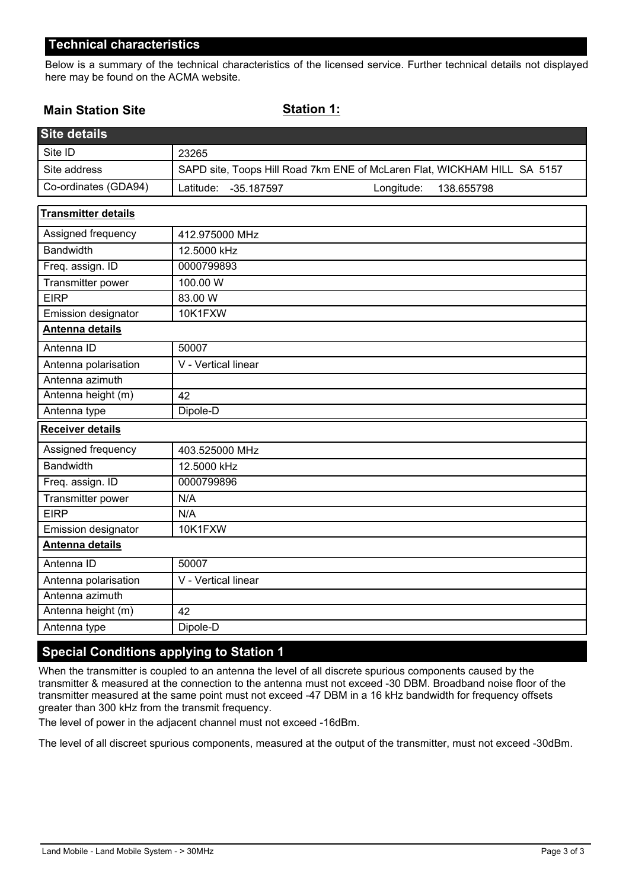## Technical characteristics

Below is a summary of the technical characteristics of the licensed service. Further technical details not displayed here may be found on the ACMA website.

**Main Station Site** **Station 1:**

| Site details | |
|---|---|
| Site ID | 23265 |
| Site address | SAPD site, Toops Hill Road 7km ENE of McLaren Flat, WICKHAM HILL SA 5157 |
| Co-ordinates (GDA94) | Latitude: -35.187597 Longitude: 138.655798 |

| Transmitter details | |
|---|---|
| Assigned frequency | 412.975000 MHz |
| Bandwidth | 12.5000 kHz |
| Freq. assign. ID | 0000799893 |
| Transmitter power | 100.00 W |
| EIRP | 83.00 W |
| Emission designator | 10K1FXW |
| **Antenna details** | |
| Antenna ID | 50007 |
| Antenna polarisation | V - Vertical linear |
| Antenna azimuth | |
| Antenna height (m) | 42 |
| Antenna type | Dipole-D |

| Receiver details | |
|---|---|
| Assigned frequency | 403.525000 MHz |
| Bandwidth | 12.5000 kHz |
| Freq. assign. ID | 0000799896 |
| Transmitter power | N/A |
| EIRP | N/A |
| Emission designator | 10K1FXW |
| **Antenna details** | |
| Antenna ID | 50007 |
| Antenna polarisation | V - Vertical linear |
| Antenna azimuth | |
| Antenna height (m) | 42 |
| Antenna type | Dipole-D |

## Special Conditions applying to Station 1

When the transmitter is coupled to an antenna the level of all discrete spurious components caused by the transmitter & measured at the connection to the antenna must not exceed -30 DBM. Broadband noise floor of the transmitter measured at the same point must not exceed -47 DBM in a 16 kHz bandwidth for frequency offsets greater than 300 kHz from the transmit frequency.

The level of power in the adjacent channel must not exceed -16dBm.

The level of all discreet spurious components, measured at the output of the transmitter, must not exceed -30dBm.